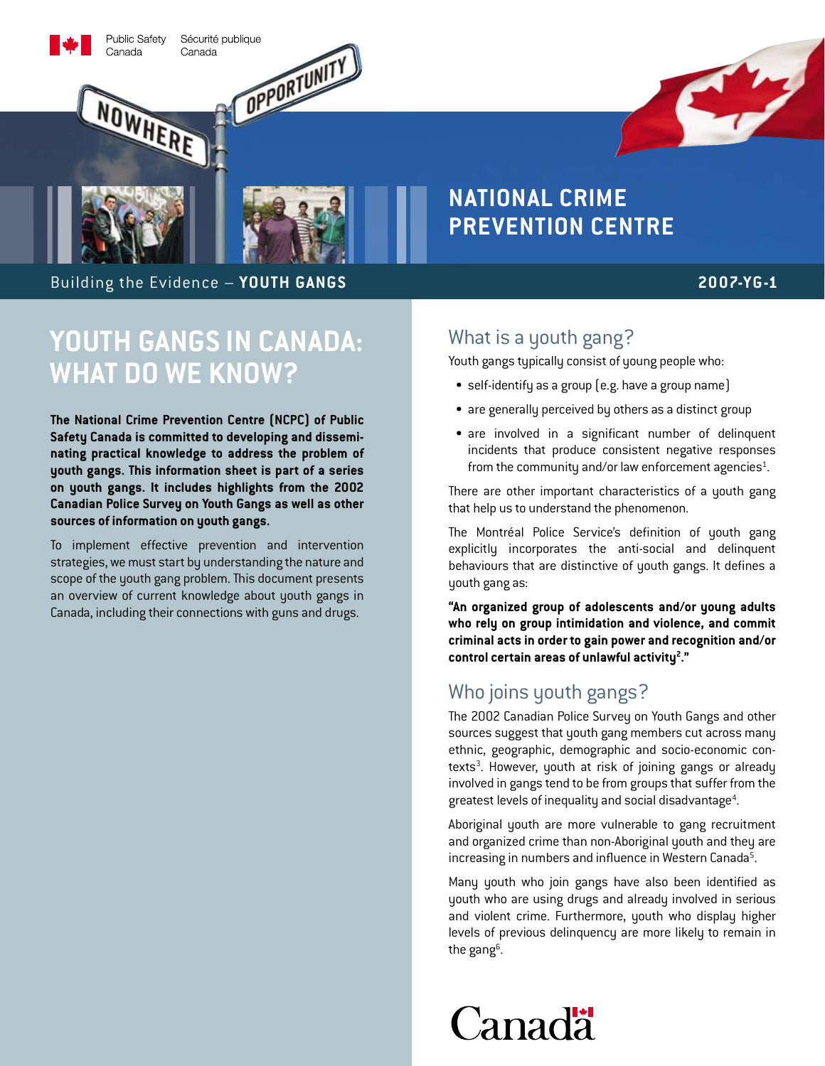Public Safety Canada Sécurité publique Canada

NATIONAL CRIME PREVENTION CENTRE

Building the Evidence – **YOUTH GANGS**

**2007-YG-1**

# YOUTH GANGS IN CANADA: WHAT DO WE KNOW?

**The National Crime Prevention Centre (NCPC) of Public Safety Canada is committed to developing and disseminating practical knowledge to address the problem of youth gangs. This information sheet is part of a series on youth gangs. It includes highlights from the 2002 Canadian Police Survey on Youth Gangs as well as other sources of information on youth gangs.**

To implement effective prevention and intervention strategies, we must start by understanding the nature and scope of the youth gang problem. This document presents an overview of current knowledge about youth gangs in Canada, including their connections with guns and drugs.

## What is a youth gang?

Youth gangs typically consist of young people who:

- self-identify as a group (e.g. have a group name)
- are generally perceived by others as a distinct group
- are involved in a significant number of delinquent incidents that produce consistent negative responses from the community and/or law enforcement agencies[1].

There are other important characteristics of a youth gang that help us to understand the phenomenon.

The Montréal Police Service's definition of youth gang explicitly incorporates the anti-social and delinquent behaviours that are distinctive of youth gangs. It defines a youth gang as:

**"An organized group of adolescents and/or young adults who rely on group intimidation and violence, and commit criminal acts in order to gain power and recognition and/or control certain areas of unlawful activity[2]."**

## Who joins youth gangs?

The 2002 Canadian Police Survey on Youth Gangs and other sources suggest that youth gang members cut across many ethnic, geographic, demographic and socio-economic contexts[3]. However, youth at risk of joining gangs or already involved in gangs tend to be from groups that suffer from the greatest levels of inequality and social disadvantage[4].

Aboriginal youth are more vulnerable to gang recruitment and organized crime than non-Aboriginal youth and they are increasing in numbers and influence in Western Canada[5].

Many youth who join gangs have also been identified as youth who are using drugs and already involved in serious and violent crime. Furthermore, youth who display higher levels of previous delinquency are more likely to remain in the gang[6].

Canada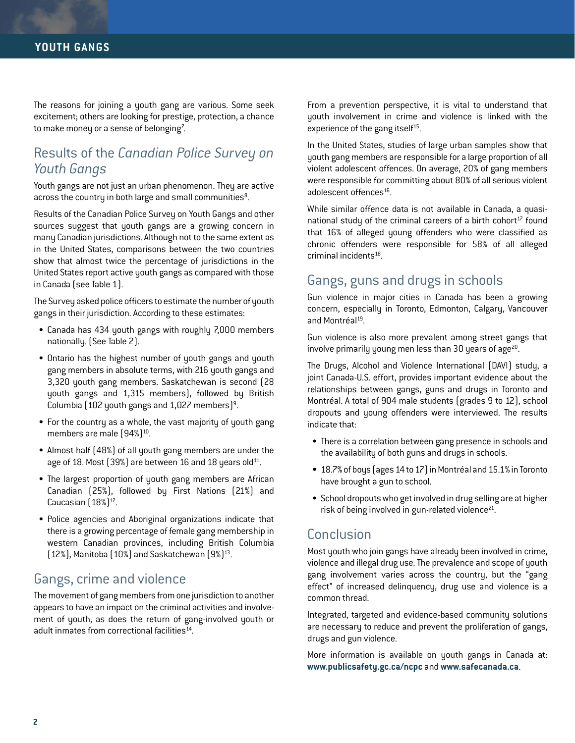The reasons for joining a youth gang are various. Some seek excitement; others are looking for prestige, protection, a chance to make money or a sense of belonging[7].

## Results of the *Canadian Police Survey on Youth Gangs*

Youth gangs are not just an urban phenomenon. They are active across the country in both large and small communities[8].

Results of the Canadian Police Survey on Youth Gangs and other sources suggest that youth gangs are a growing concern in many Canadian jurisdictions. Although not to the same extent as in the United States, comparisons between the two countries show that almost twice the percentage of jurisdictions in the United States report active youth gangs as compared with those in Canada (see Table 1).

The Survey asked police officers to estimate the number of youth gangs in their jurisdiction. According to these estimates:

- Canada has 434 youth gangs with roughly 7,000 members nationally. (See Table 2).
- Ontario has the highest number of youth gangs and youth gang members in absolute terms, with 216 youth gangs and 3,320 youth gang members. Saskatchewan is second (28 youth gangs and 1,315 members), followed by British Columbia (102 youth gangs and 1,027 members)[9].
- For the country as a whole, the vast majority of youth gang members are male (94%)[10].
- Almost half (48%) of all youth gang members are under the age of 18. Most (39%) are between 16 and 18 years old[11].
- The largest proportion of youth gang members are African Canadian (25%), followed by First Nations (21%) and Caucasian (18%)[12].
- Police agencies and Aboriginal organizations indicate that there is a growing percentage of female gang membership in western Canadian provinces, including British Columbia (12%), Manitoba (10%) and Saskatchewan (9%)[13].

## Gangs, crime and violence

The movement of gang members from one jurisdiction to another appears to have an impact on the criminal activities and involvement of youth, as does the return of gang-involved youth or adult inmates from correctional facilities[14].

From a prevention perspective, it is vital to understand that youth involvement in crime and violence is linked with the experience of the gang itself[15].

In the United States, studies of large urban samples show that youth gang members are responsible for a large proportion of all violent adolescent offences. On average, 20% of gang members were responsible for committing about 80% of all serious violent adolescent offences[16].

While similar offence data is not available in Canada, a quasi-national study of the criminal careers of a birth cohort[17] found that 16% of alleged young offenders who were classified as chronic offenders were responsible for 58% of all alleged criminal incidents[18].

## Gangs, guns and drugs in schools

Gun violence in major cities in Canada has been a growing concern, especially in Toronto, Edmonton, Calgary, Vancouver and Montréal[19].

Gun violence is also more prevalent among street gangs that involve primarily young men less than 30 years of age[20].

The Drugs, Alcohol and Violence International (DAVI) study, a joint Canada-U.S. effort, provides important evidence about the relationships between gangs, guns and drugs in Toronto and Montréal. A total of 904 male students (grades 9 to 12), school dropouts and young offenders were interviewed. The results indicate that:

- There is a correlation between gang presence in schools and the availability of both guns and drugs in schools.
- 18.7% of boys (ages 14 to 17) in Montréal and 15.1% in Toronto have brought a gun to school.
- School dropouts who get involved in drug selling are at higher risk of being involved in gun-related violence[21].

## Conclusion

Most youth who join gangs have already been involved in crime, violence and illegal drug use. The prevalence and scope of youth gang involvement varies across the country, but the "gang effect" of increased delinquency, drug use and violence is a common thread.

Integrated, targeted and evidence-based community solutions are necessary to reduce and prevent the proliferation of gangs, drugs and gun violence.

More information is available on youth gangs in Canada at: **www.publicsafety.gc.ca/ncpc** and **www.safecanada.ca**.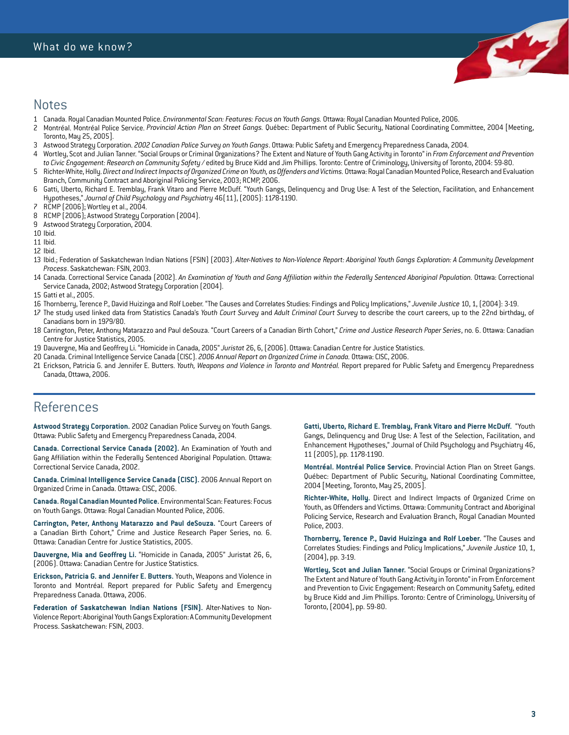## Notes

1. Canada. Royal Canadian Mounted Police. *Environmental Scan: Features: Focus on Youth Gangs.* Ottawa: Royal Canadian Mounted Police, 2006.
2. Montréal. Montréal Police Service. *Provincial Action Plan on Street Gangs.* Québec: Department of Public Security, National Coordinating Committee, 2004 [Meeting, Toronto, May 25, 2005].
3. Astwood Strategy Corporation. *2002 Canadian Police Survey on Youth Gangs*. Ottawa: Public Safety and Emergency Preparedness Canada, 2004.
4. Wortley, Scot and Julian Tanner. "Social Groups or Criminal Organizations? The Extent and Nature of Youth Gang Activity in Toronto" in *From Enforcement and Prevention to Civic Engagement: Research on Community Safety* / edited by Bruce Kidd and Jim Phillips. Toronto: Centre of Criminology, University of Toronto, 2004: 59-80.
5. Richter-White, Holly. *Direct and Indirect Impacts of Organized Crime on Youth, as Offenders and Victims.* Ottawa: Royal Canadian Mounted Police, Research and Evaluation Branch, Community Contract and Aboriginal Policing Service, 2003; RCMP, 2006.
6. Gatti, Uberto, Richard E. Tremblay, Frank Vitaro and Pierre McDuff. "Youth Gangs, Delinquency and Drug Use: A Test of the Selection, Facilitation, and Enhancement Hypotheses," *Journal of Child Psychology and Psychiatry* 46(11), (2005): 1178-1190.
7. RCMP (2006); Wortley et al., 2004.
8. RCMP (2006); Astwood Strategy Corporation (2004).
9. Astwood Strategy Corporation, 2004.
10. Ibid.
11. Ibid.
12. Ibid.
13. Ibid.; Federation of Saskatchewan Indian Nations (FSIN) (2003). *Alter-Natives to Non-Violence Report: Aboriginal Youth Gangs Exploration: A Community Development Process*. Saskatchewan: FSIN, 2003.
14. Canada. Correctional Service Canada (2002). *An Examination of Youth and Gang Affiliation within the Federally Sentenced Aboriginal Population.* Ottawa: Correctional Service Canada, 2002; Astwood Strategy Corporation (2004).
15. Gatti et al., 2005.
16. Thornberry, Terence P., David Huizinga and Rolf Loeber. "The Causes and Correlates Studies: Findings and Policy Implications," *Juvenile Justice* 10, 1, (2004): 3-19.
17. The study used linked data from Statistics Canada's *Youth Court Survey* and *Adult Criminal Court Survey* to describe the court careers, up to the 22nd birthday, of Canadians born in 1979/80.
18. Carrington, Peter, Anthony Matarazzo and Paul deSouza. "Court Careers of a Canadian Birth Cohort," *Crime and Justice Research Paper Series*, no. 6. Ottawa: Canadian Centre for Justice Statistics, 2005.
19. Dauvergne, Mia and Geoffrey Li. "Homicide in Canada, 2005" *Juristat* 26, 6, (2006). Ottawa: Canadian Centre for Justice Statistics.
20. Canada. Criminal Intelligence Service Canada (CISC). *2006 Annual Report on Organized Crime in Canada.* Ottawa: CISC, 2006.
21. Erickson, Patricia G. and Jennifer E. Butters. *Youth, Weapons and Violence in Toronto and Montréal.* Report prepared for Public Safety and Emergency Preparedness Canada, Ottawa, 2006.

## References

**Astwood Strategy Corporation.** 2002 Canadian Police Survey on Youth Gangs. Ottawa: Public Safety and Emergency Preparedness Canada, 2004.

**Canada. Correctional Service Canada (2002).** An Examination of Youth and Gang Affiliation within the Federally Sentenced Aboriginal Population. Ottawa: Correctional Service Canada, 2002.

**Canada. Criminal Intelligence Service Canada (CISC).** 2006 Annual Report on Organized Crime in Canada. Ottawa: CISC, 2006.

**Canada. Royal Canadian Mounted Police.** Environmental Scan: Features: Focus on Youth Gangs. Ottawa: Royal Canadian Mounted Police, 2006.

**Carrington, Peter, Anthony Matarazzo and Paul deSouza.** "Court Careers of a Canadian Birth Cohort," Crime and Justice Research Paper Series, no. 6. Ottawa: Canadian Centre for Justice Statistics, 2005.

**Dauvergne, Mia and Geoffrey Li.** "Homicide in Canada, 2005" Juristat 26, 6, (2006). Ottawa: Canadian Centre for Justice Statistics.

**Erickson, Patricia G. and Jennifer E. Butters.** Youth, Weapons and Violence in Toronto and Montréal. Report prepared for Public Safety and Emergency Preparedness Canada. Ottawa, 2006.

**Federation of Saskatchewan Indian Nations (FSIN).** Alter-Natives to Non-Violence Report: Aboriginal Youth Gangs Exploration: A Community Development Process. Saskatchewan: FSIN, 2003.

**Gatti, Uberto, Richard E. Tremblay, Frank Vitaro and Pierre McDuff.** "Youth Gangs, Delinquency and Drug Use: A Test of the Selection, Facilitation, and Enhancement Hypotheses," Journal of Child Psychology and Psychiatry 46, 11 (2005), pp. 1178-1190.

**Montréal. Montréal Police Service.** Provincial Action Plan on Street Gangs. Québec: Department of Public Security, National Coordinating Committee, 2004 [Meeting, Toronto, May 25, 2005].

**Richter-White, Holly.** Direct and Indirect Impacts of Organized Crime on Youth, as Offenders and Victims. Ottawa: Community Contract and Aboriginal Policing Service, Research and Evaluation Branch, Royal Canadian Mounted Police, 2003.

**Thornberry, Terence P., David Huizinga and Rolf Loeber.** "The Causes and Correlates Studies: Findings and Policy Implications," *Juvenile Justice* 10, 1, (2004), pp. 3-19.

**Wortley, Scot and Julian Tanner.** "Social Groups or Criminal Organizations? The Extent and Nature of Youth Gang Activity in Toronto" in From Enforcement and Prevention to Civic Engagement: Research on Community Safety, edited by Bruce Kidd and Jim Phillips. Toronto: Centre of Criminology, University of Toronto, (2004), pp. 59-80.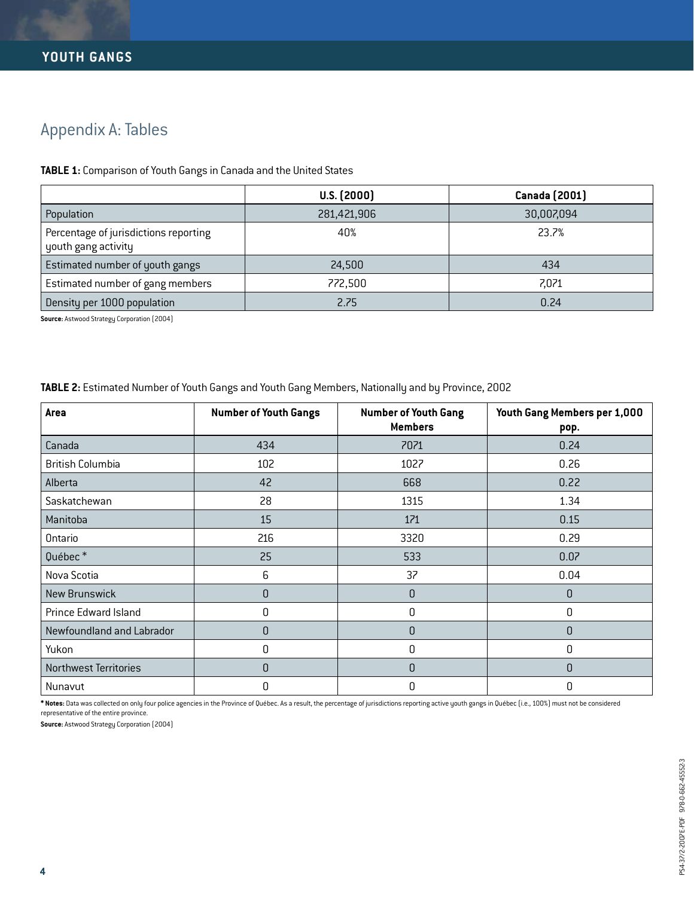## Appendix A: Tables

**TABLE 1:** Comparison of Youth Gangs in Canada and the United States

| | U.S. (2000) | Canada (2001) |
|---|---|---|
| Population | 281,421,906 | 30,007,094 |
| Percentage of jurisdictions reporting youth gang activity | 40% | 23.7% |
| Estimated number of youth gangs | 24,500 | 434 |
| Estimated number of gang members | 772,500 | 7,071 |
| Density per 1000 population | 2.75 | 0.24 |

**Source:** Astwood Strategy Corporation (2004)

**TABLE 2:** Estimated Number of Youth Gangs and Youth Gang Members, Nationally and by Province, 2002

| Area | Number of Youth Gangs | Number of Youth Gang Members | Youth Gang Members per 1,000 pop. |
|---|---|---|---|
| Canada | 434 | 7071 | 0.24 |
| British Columbia | 102 | 1027 | 0.26 |
| Alberta | 42 | 668 | 0.22 |
| Saskatchewan | 28 | 1315 | 1.34 |
| Manitoba | 15 | 171 | 0.15 |
| Ontario | 216 | 3320 | 0.29 |
| Québec * | 25 | 533 | 0.07 |
| Nova Scotia | 6 | 37 | 0.04 |
| New Brunswick | 0 | 0 | 0 |
| Prince Edward Island | 0 | 0 | 0 |
| Newfoundland and Labrador | 0 | 0 | 0 |
| Yukon | 0 | 0 | 0 |
| Northwest Territories | 0 | 0 | 0 |
| Nunavut | 0 | 0 | 0 |

**\* Notes:** Data was collected on only four police agencies in the Province of Québec. As a result, the percentage of jurisdictions reporting active youth gangs in Québec (i.e., 100%) must not be considered representative of the entire province.

**Source:** Astwood Strategy Corporation (2004)

PS4-37/2-2007E-PDF 978-0-662-45552-3